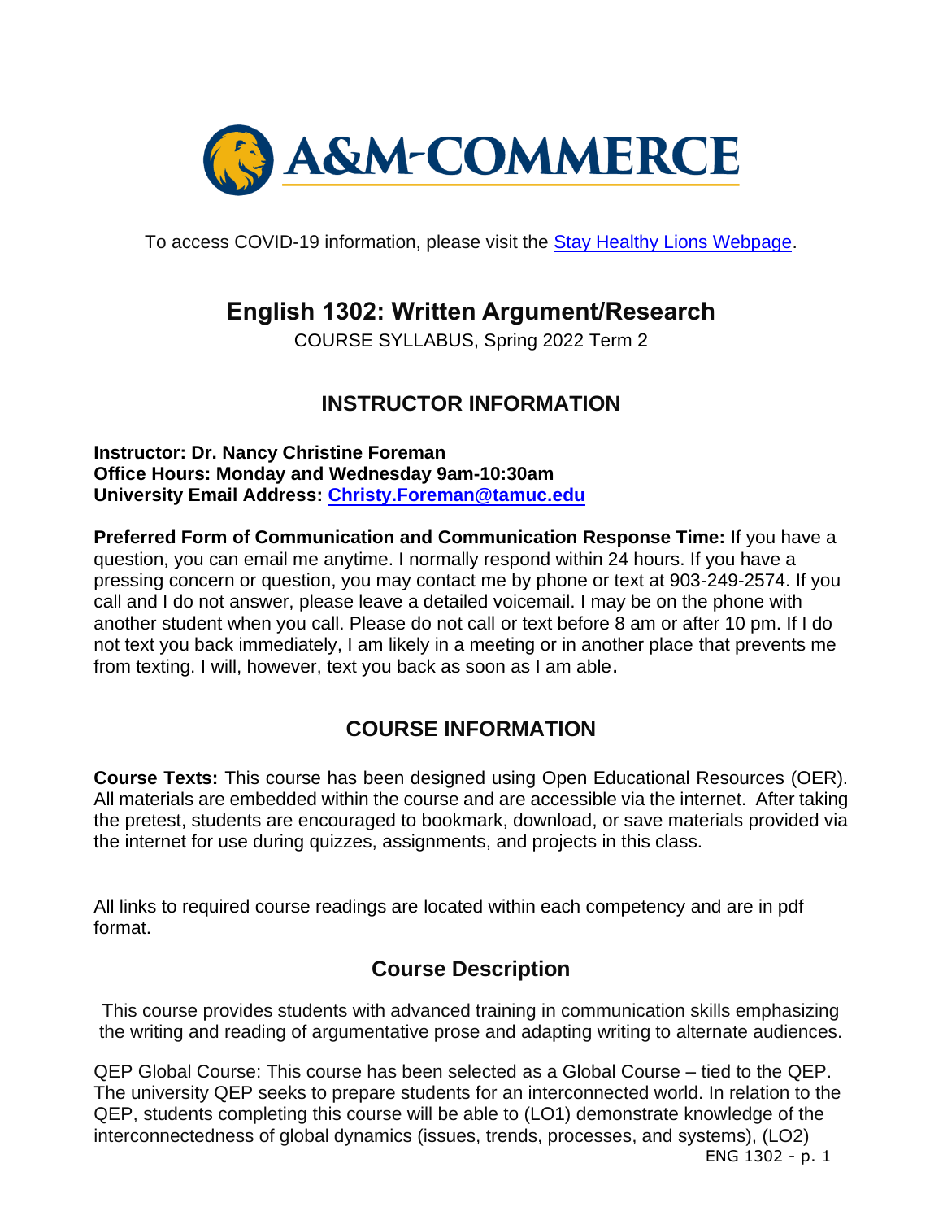To access COVID-19 information, please visit the [Stay Healthy Lions Webpage](#).

# English 1302: Written Argument/Research

COURSE SYLLABUS, Spring 2022 Term 2

## INSTRUCTOR INFORMATION

**Instructor: Dr. Nancy Christine Foreman**
**Office Hours: Monday and Wednesday 9am-10:30am**
**University Email Address: Christy.Foreman@tamuc.edu**

**Preferred Form of Communication and Communication Response Time:** If you have a question, you can email me anytime. I normally respond within 24 hours. If you have a pressing concern or question, you may contact me by phone or text at 903-249-2574. If you call and I do not answer, please leave a detailed voicemail. I may be on the phone with another student when you call. Please do not call or text before 8 am or after 10 pm. If I do not text you back immediately, I am likely in a meeting or in another place that prevents me from texting. I will, however, text you back as soon as I am able.

## COURSE INFORMATION

**Course Texts:** This course has been designed using Open Educational Resources (OER). All materials are embedded within the course and are accessible via the internet. After taking the pretest, students are encouraged to bookmark, download, or save materials provided via the internet for use during quizzes, assignments, and projects in this class.

All links to required course readings are located within each competency and are in pdf format.

### Course Description

This course provides students with advanced training in communication skills emphasizing the writing and reading of argumentative prose and adapting writing to alternate audiences.

QEP Global Course: This course has been selected as a Global Course – tied to the QEP. The university QEP seeks to prepare students for an interconnected world. In relation to the QEP, students completing this course will be able to (LO1) demonstrate knowledge of the interconnectedness of global dynamics (issues, trends, processes, and systems), (LO2)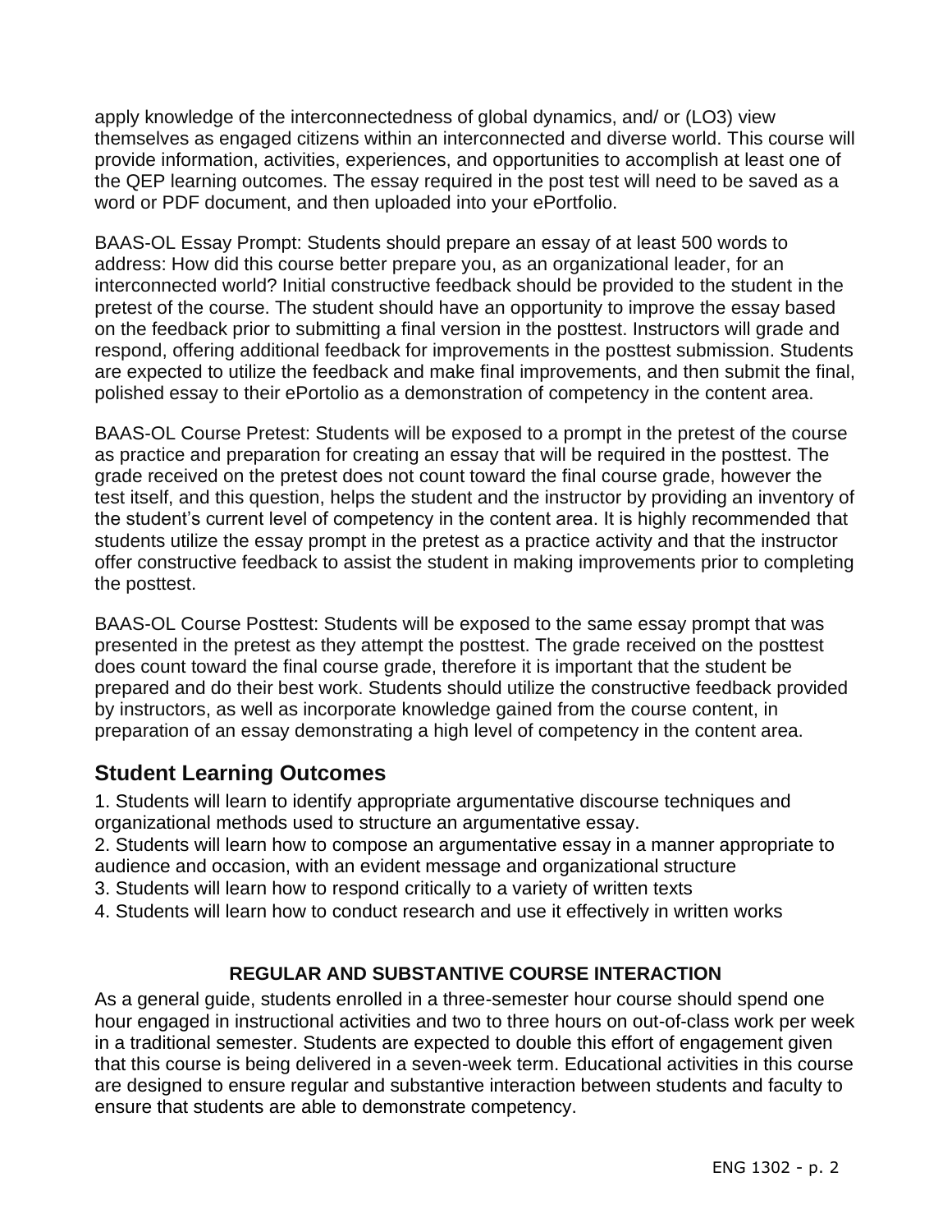apply knowledge of the interconnectedness of global dynamics, and/ or (LO3) view themselves as engaged citizens within an interconnected and diverse world. This course will provide information, activities, experiences, and opportunities to accomplish at least one of the QEP learning outcomes. The essay required in the post test will need to be saved as a word or PDF document, and then uploaded into your ePortfolio.

BAAS-OL Essay Prompt: Students should prepare an essay of at least 500 words to address: How did this course better prepare you, as an organizational leader, for an interconnected world? Initial constructive feedback should be provided to the student in the pretest of the course. The student should have an opportunity to improve the essay based on the feedback prior to submitting a final version in the posttest. Instructors will grade and respond, offering additional feedback for improvements in the posttest submission. Students are expected to utilize the feedback and make final improvements, and then submit the final, polished essay to their ePortolio as a demonstration of competency in the content area.

BAAS-OL Course Pretest: Students will be exposed to a prompt in the pretest of the course as practice and preparation for creating an essay that will be required in the posttest. The grade received on the pretest does not count toward the final course grade, however the test itself, and this question, helps the student and the instructor by providing an inventory of the student's current level of competency in the content area. It is highly recommended that students utilize the essay prompt in the pretest as a practice activity and that the instructor offer constructive feedback to assist the student in making improvements prior to completing the posttest.

BAAS-OL Course Posttest: Students will be exposed to the same essay prompt that was presented in the pretest as they attempt the posttest. The grade received on the posttest does count toward the final course grade, therefore it is important that the student be prepared and do their best work. Students should utilize the constructive feedback provided by instructors, as well as incorporate knowledge gained from the course content, in preparation of an essay demonstrating a high level of competency in the content area.

## Student Learning Outcomes

1. Students will learn to identify appropriate argumentative discourse techniques and organizational methods used to structure an argumentative essay.
2. Students will learn how to compose an argumentative essay in a manner appropriate to audience and occasion, with an evident message and organizational structure
3. Students will learn how to respond critically to a variety of written texts
4. Students will learn how to conduct research and use it effectively in written works

### REGULAR AND SUBSTANTIVE COURSE INTERACTION

As a general guide, students enrolled in a three-semester hour course should spend one hour engaged in instructional activities and two to three hours on out-of-class work per week in a traditional semester. Students are expected to double this effort of engagement given that this course is being delivered in a seven-week term. Educational activities in this course are designed to ensure regular and substantive interaction between students and faculty to ensure that students are able to demonstrate competency.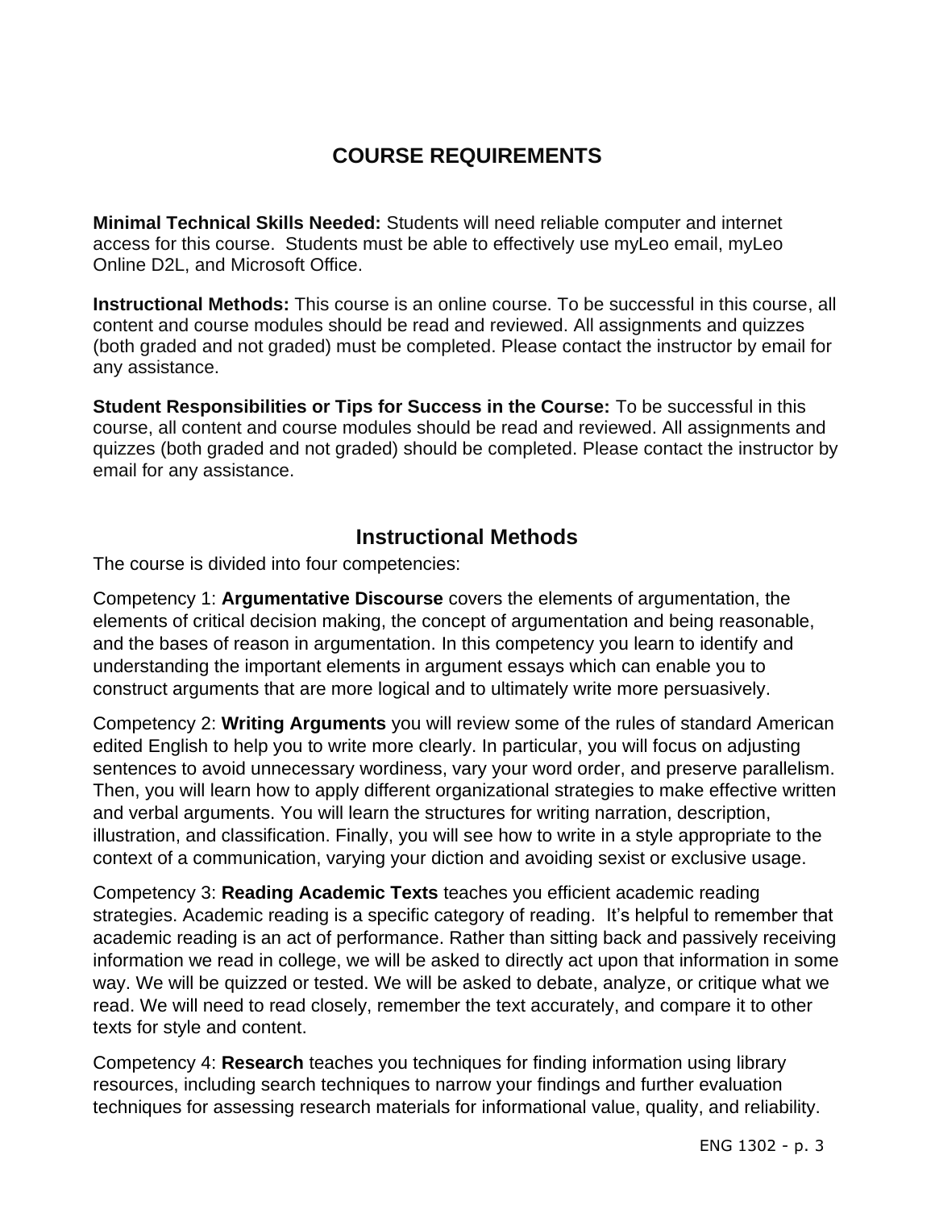## COURSE REQUIREMENTS

**Minimal Technical Skills Needed:** Students will need reliable computer and internet access for this course. Students must be able to effectively use myLeo email, myLeo Online D2L, and Microsoft Office.

**Instructional Methods:** This course is an online course. To be successful in this course, all content and course modules should be read and reviewed. All assignments and quizzes (both graded and not graded) must be completed. Please contact the instructor by email for any assistance.

**Student Responsibilities or Tips for Success in the Course:** To be successful in this course, all content and course modules should be read and reviewed. All assignments and quizzes (both graded and not graded) should be completed. Please contact the instructor by email for any assistance.

## Instructional Methods

The course is divided into four competencies:

Competency 1: **Argumentative Discourse** covers the elements of argumentation, the elements of critical decision making, the concept of argumentation and being reasonable, and the bases of reason in argumentation. In this competency you learn to identify and understanding the important elements in argument essays which can enable you to construct arguments that are more logical and to ultimately write more persuasively.

Competency 2: **Writing Arguments** you will review some of the rules of standard American edited English to help you to write more clearly. In particular, you will focus on adjusting sentences to avoid unnecessary wordiness, vary your word order, and preserve parallelism. Then, you will learn how to apply different organizational strategies to make effective written and verbal arguments. You will learn the structures for writing narration, description, illustration, and classification. Finally, you will see how to write in a style appropriate to the context of a communication, varying your diction and avoiding sexist or exclusive usage.

Competency 3: **Reading Academic Texts** teaches you efficient academic reading strategies. Academic reading is a specific category of reading. It's helpful to remember that academic reading is an act of performance. Rather than sitting back and passively receiving information we read in college, we will be asked to directly act upon that information in some way. We will be quizzed or tested. We will be asked to debate, analyze, or critique what we read. We will need to read closely, remember the text accurately, and compare it to other texts for style and content.

Competency 4: **Research** teaches you techniques for finding information using library resources, including search techniques to narrow your findings and further evaluation techniques for assessing research materials for informational value, quality, and reliability.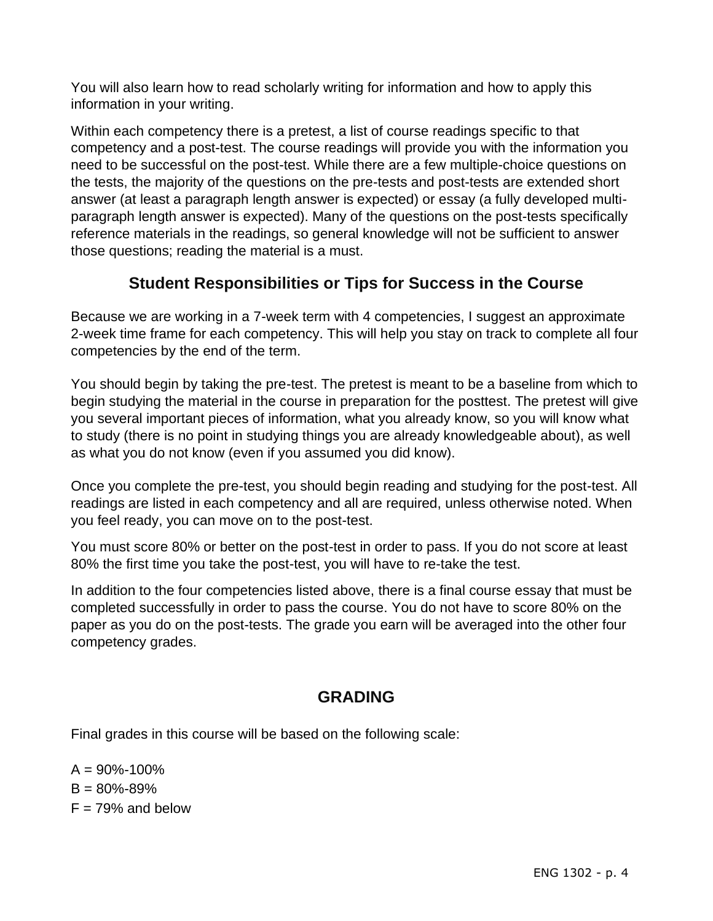You will also learn how to read scholarly writing for information and how to apply this information in your writing.

Within each competency there is a pretest, a list of course readings specific to that competency and a post-test. The course readings will provide you with the information you need to be successful on the post-test. While there are a few multiple-choice questions on the tests, the majority of the questions on the pre-tests and post-tests are extended short answer (at least a paragraph length answer is expected) or essay (a fully developed multi-paragraph length answer is expected). Many of the questions on the post-tests specifically reference materials in the readings, so general knowledge will not be sufficient to answer those questions; reading the material is a must.

## Student Responsibilities or Tips for Success in the Course

Because we are working in a 7-week term with 4 competencies, I suggest an approximate 2-week time frame for each competency. This will help you stay on track to complete all four competencies by the end of the term.

You should begin by taking the pre-test. The pretest is meant to be a baseline from which to begin studying the material in the course in preparation for the posttest. The pretest will give you several important pieces of information, what you already know, so you will know what to study (there is no point in studying things you are already knowledgeable about), as well as what you do not know (even if you assumed you did know).

Once you complete the pre-test, you should begin reading and studying for the post-test. All readings are listed in each competency and all are required, unless otherwise noted. When you feel ready, you can move on to the post-test.

You must score 80% or better on the post-test in order to pass. If you do not score at least 80% the first time you take the post-test, you will have to re-take the test.

In addition to the four competencies listed above, there is a final course essay that must be completed successfully in order to pass the course. You do not have to score 80% on the paper as you do on the post-tests. The grade you earn will be averaged into the other four competency grades.

## GRADING

Final grades in this course will be based on the following scale:

A = 90%-100%
B = 80%-89%
F = 79% and below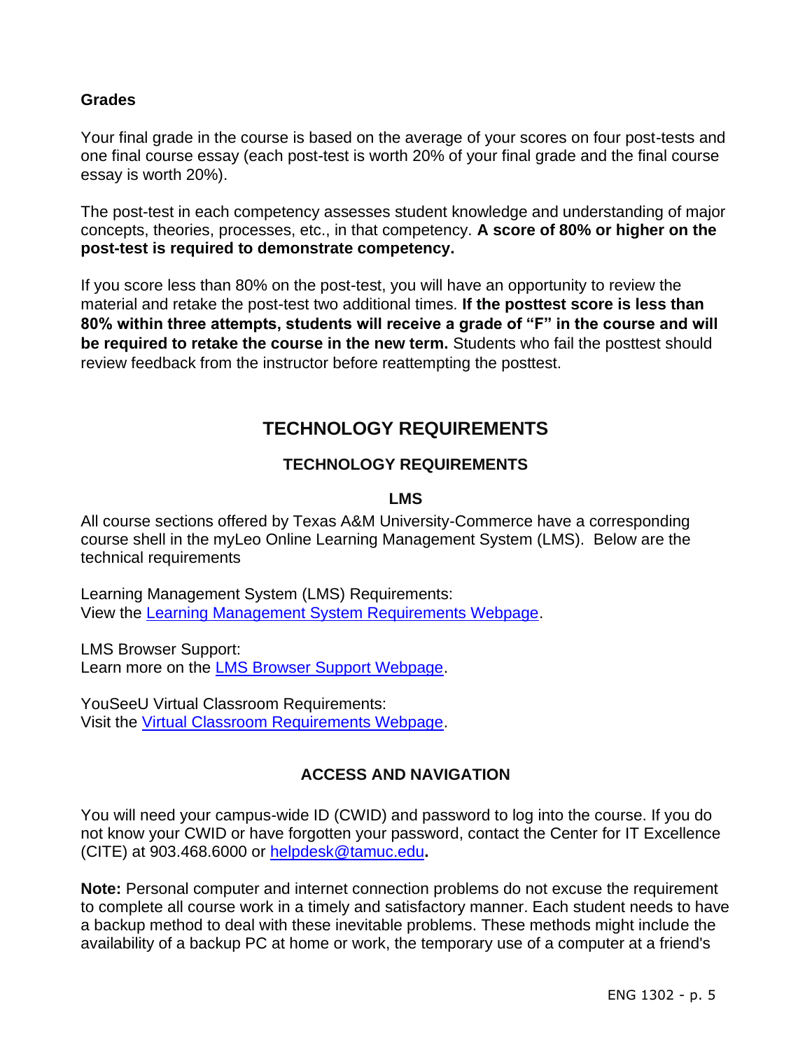### Grades

Your final grade in the course is based on the average of your scores on four post-tests and one final course essay (each post-test is worth 20% of your final grade and the final course essay is worth 20%).

The post-test in each competency assesses student knowledge and understanding of major concepts, theories, processes, etc., in that competency. **A score of 80% or higher on the post-test is required to demonstrate competency.**

If you score less than 80% on the post-test, you will have an opportunity to review the material and retake the post-test two additional times. **If the posttest score is less than 80% within three attempts, students will receive a grade of "F" in the course and will be required to retake the course in the new term.** Students who fail the posttest should review feedback from the instructor before reattempting the posttest.

## TECHNOLOGY REQUIREMENTS

### TECHNOLOGY REQUIREMENTS

#### LMS

All course sections offered by Texas A&M University-Commerce have a corresponding course shell in the myLeo Online Learning Management System (LMS). Below are the technical requirements

Learning Management System (LMS) Requirements:
View the Learning Management System Requirements Webpage.

LMS Browser Support:
Learn more on the LMS Browser Support Webpage.

YouSeeU Virtual Classroom Requirements:
Visit the Virtual Classroom Requirements Webpage.

### ACCESS AND NAVIGATION

You will need your campus-wide ID (CWID) and password to log into the course. If you do not know your CWID or have forgotten your password, contact the Center for IT Excellence (CITE) at 903.468.6000 or helpdesk@tamuc.edu**.**

**Note:** Personal computer and internet connection problems do not excuse the requirement to complete all course work in a timely and satisfactory manner. Each student needs to have a backup method to deal with these inevitable problems. These methods might include the availability of a backup PC at home or work, the temporary use of a computer at a friend's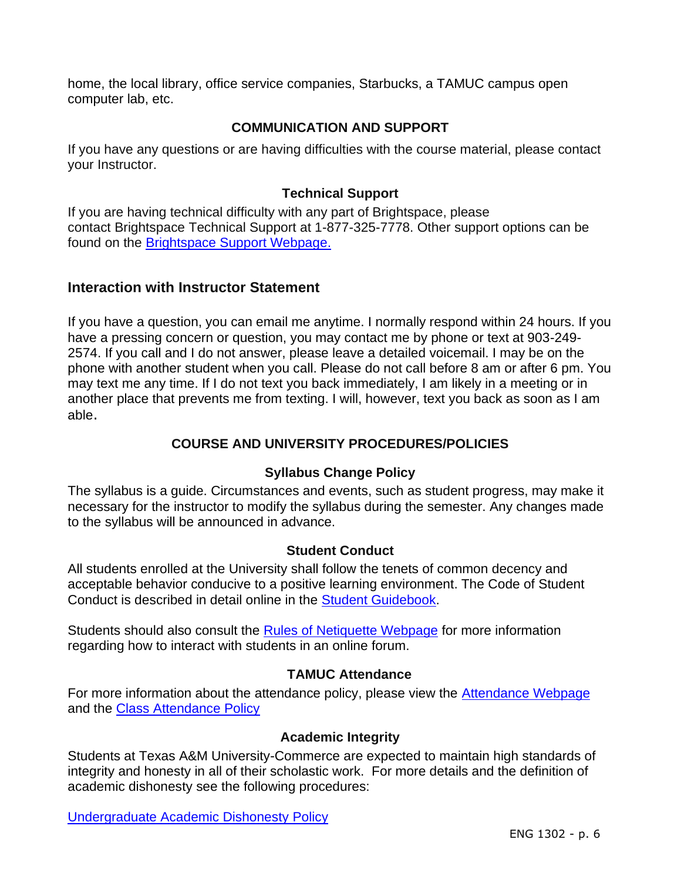home, the local library, office service companies, Starbucks, a TAMUC campus open computer lab, etc.

## COMMUNICATION AND SUPPORT

If you have any questions or are having difficulties with the course material, please contact your Instructor.

### Technical Support

If you are having technical difficulty with any part of Brightspace, please contact Brightspace Technical Support at 1-877-325-7778. Other support options can be found on the Brightspace Support Webpage.

## Interaction with Instructor Statement

If you have a question, you can email me anytime. I normally respond within 24 hours. If you have a pressing concern or question, you may contact me by phone or text at 903-249-2574. If you call and I do not answer, please leave a detailed voicemail. I may be on the phone with another student when you call. Please do not call before 8 am or after 6 pm. You may text me any time. If I do not text you back immediately, I am likely in a meeting or in another place that prevents me from texting. I will, however, text you back as soon as I am able.

## COURSE AND UNIVERSITY PROCEDURES/POLICIES

### Syllabus Change Policy

The syllabus is a guide. Circumstances and events, such as student progress, may make it necessary for the instructor to modify the syllabus during the semester. Any changes made to the syllabus will be announced in advance.

### Student Conduct

All students enrolled at the University shall follow the tenets of common decency and acceptable behavior conducive to a positive learning environment. The Code of Student Conduct is described in detail online in the Student Guidebook.

Students should also consult the Rules of Netiquette Webpage for more information regarding how to interact with students in an online forum.

### TAMUC Attendance

For more information about the attendance policy, please view the Attendance Webpage and the Class Attendance Policy

### Academic Integrity

Students at Texas A&M University-Commerce are expected to maintain high standards of integrity and honesty in all of their scholastic work. For more details and the definition of academic dishonesty see the following procedures:

Undergraduate Academic Dishonesty Policy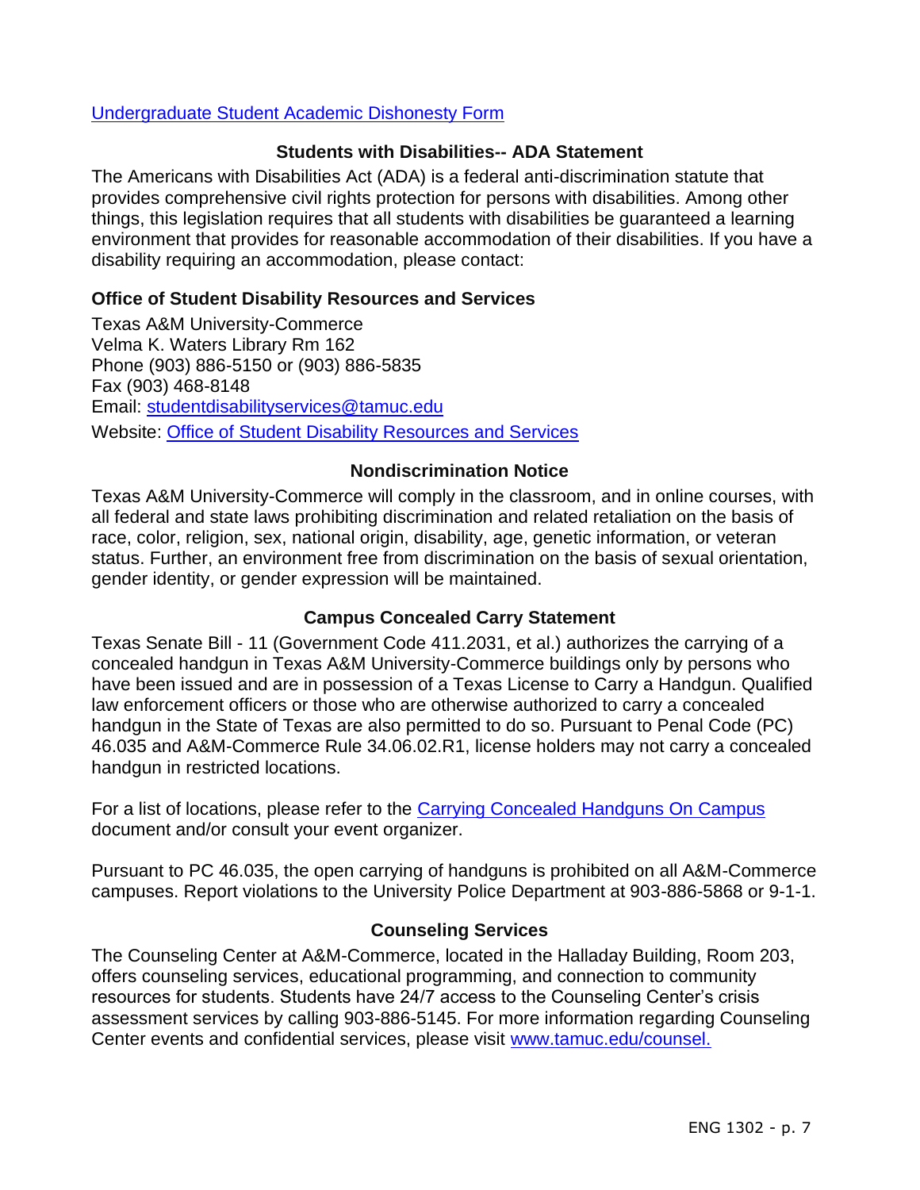[Undergraduate Student Academic Dishonesty Form](#)

## Students with Disabilities-- ADA Statement

The Americans with Disabilities Act (ADA) is a federal anti-discrimination statute that provides comprehensive civil rights protection for persons with disabilities. Among other things, this legislation requires that all students with disabilities be guaranteed a learning environment that provides for reasonable accommodation of their disabilities. If you have a disability requiring an accommodation, please contact:

### Office of Student Disability Resources and Services

Texas A&M University-Commerce
Velma K. Waters Library Rm 162
Phone (903) 886-5150 or (903) 886-5835
Fax (903) 468-8148
Email: [studentdisabilityservices@tamuc.edu](mailto:studentdisabilityservices@tamuc.edu)
Website: [Office of Student Disability Resources and Services](#)

## Nondiscrimination Notice

Texas A&M University-Commerce will comply in the classroom, and in online courses, with all federal and state laws prohibiting discrimination and related retaliation on the basis of race, color, religion, sex, national origin, disability, age, genetic information, or veteran status. Further, an environment free from discrimination on the basis of sexual orientation, gender identity, or gender expression will be maintained.

## Campus Concealed Carry Statement

Texas Senate Bill - 11 (Government Code 411.2031, et al.) authorizes the carrying of a concealed handgun in Texas A&M University-Commerce buildings only by persons who have been issued and are in possession of a Texas License to Carry a Handgun. Qualified law enforcement officers or those who are otherwise authorized to carry a concealed handgun in the State of Texas are also permitted to do so. Pursuant to Penal Code (PC) 46.035 and A&M-Commerce Rule 34.06.02.R1, license holders may not carry a concealed handgun in restricted locations.

For a list of locations, please refer to the [Carrying Concealed Handguns On Campus](#) document and/or consult your event organizer.

Pursuant to PC 46.035, the open carrying of handguns is prohibited on all A&M-Commerce campuses. Report violations to the University Police Department at 903-886-5868 or 9-1-1.

## Counseling Services

The Counseling Center at A&M-Commerce, located in the Halladay Building, Room 203, offers counseling services, educational programming, and connection to community resources for students. Students have 24/7 access to the Counseling Center's crisis assessment services by calling 903-886-5145. For more information regarding Counseling Center events and confidential services, please visit [www.tamuc.edu/counsel.](http://www.tamuc.edu/counsel)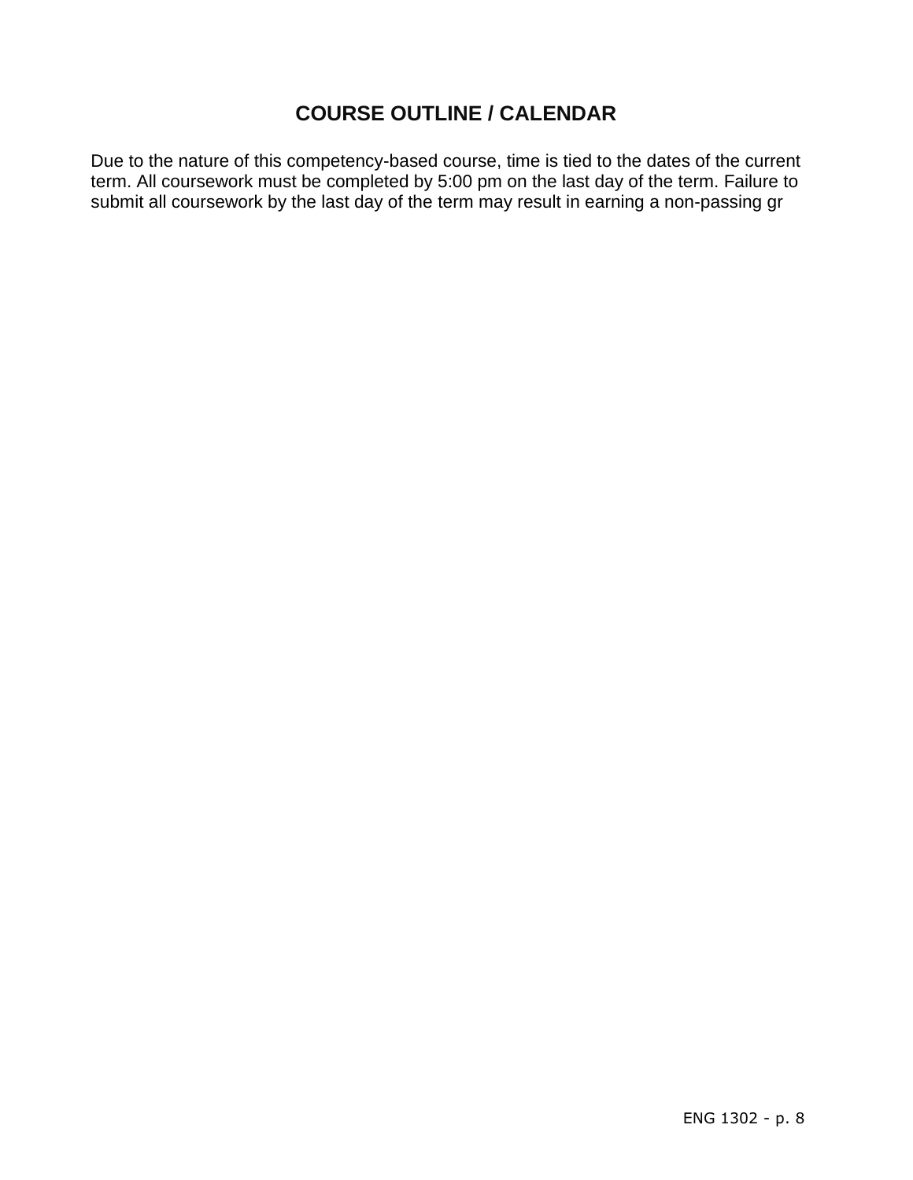## COURSE OUTLINE / CALENDAR

Due to the nature of this competency-based course, time is tied to the dates of the current term. All coursework must be completed by 5:00 pm on the last day of the term. Failure to submit all coursework by the last day of the term may result in earning a non-passing gr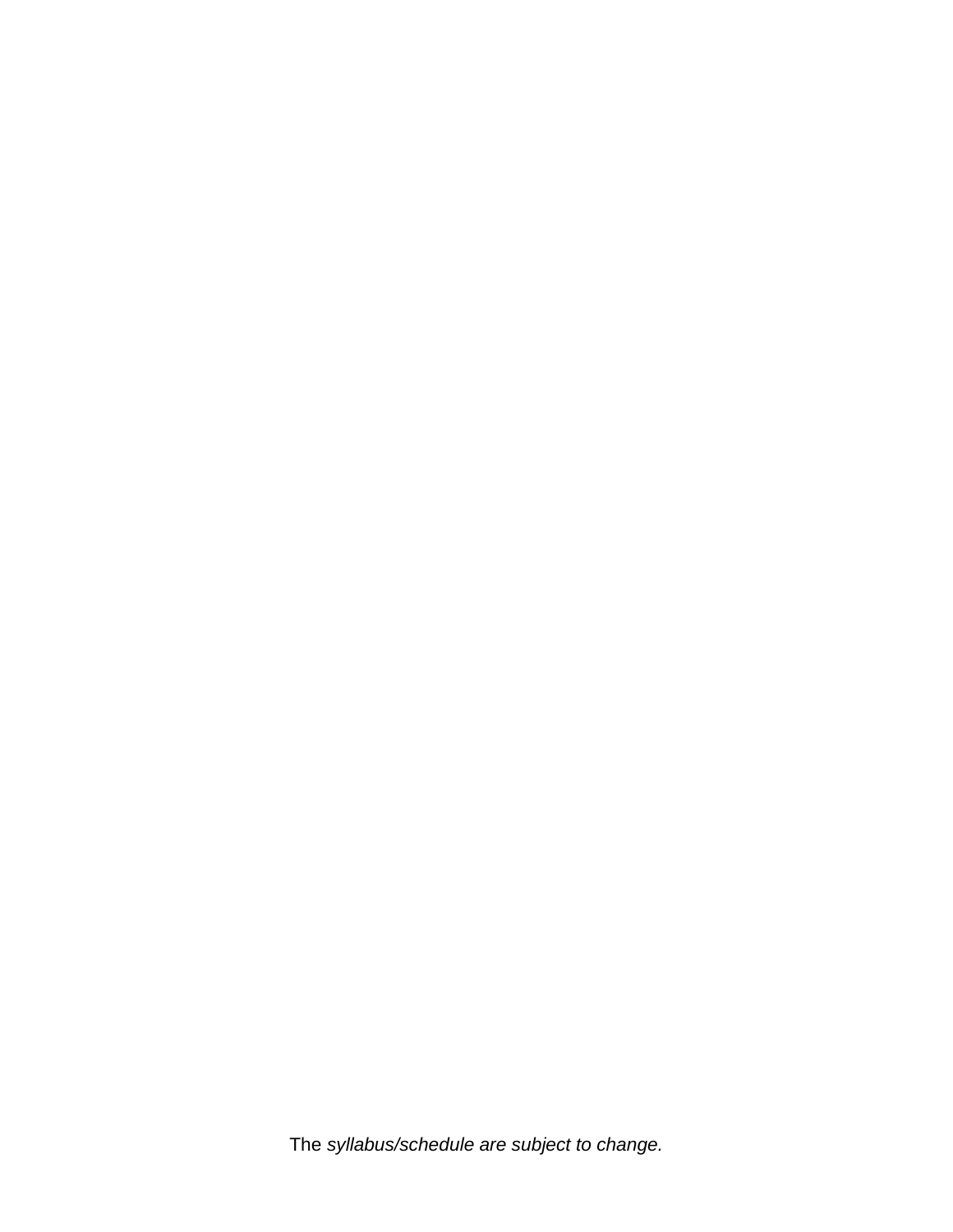The *syllabus/schedule are subject to change.*